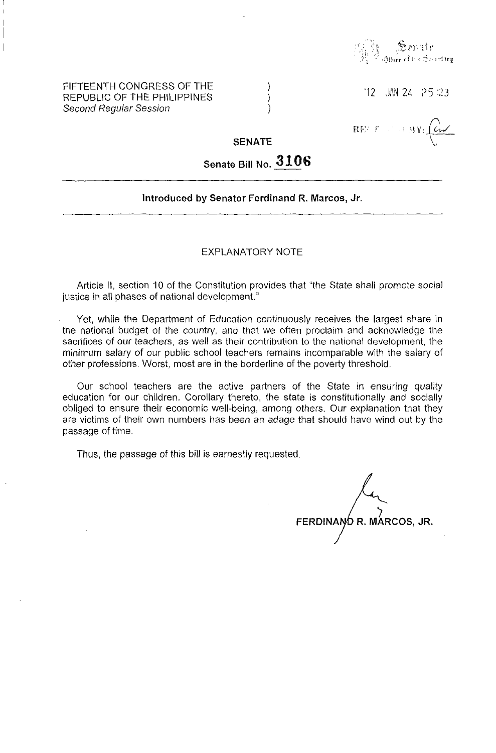Senate
Office of the Secretary

FIFTEENTH CONGRESS OF THE REPUBLIC OF THE PHILIPPINES )
*Second Regular Session* )

'12 JAN 24 P5:23

RECEIVED BY:

**SENATE**

**Senate Bill No. 3106**

---

**Introduced by Senator Ferdinand R. Marcos, Jr.**

---

EXPLANATORY NOTE

Article II, section 10 of the Constitution provides that "the State shall promote social justice in all phases of national development."

Yet, while the Department of Education continuously receives the largest share in the national budget of the country, and that we often proclaim and acknowledge the sacrifices of our teachers, as well as their contribution to the national development, the minimum salary of our public school teachers remains incomparable with the salary of other professions. Worst, most are in the borderline of the poverty threshold.

Our school teachers are the active partners of the State in ensuring quality education for our children. Corollary thereto, the state is constitutionally and socially obliged to ensure their economic well-being, among others. Our explanation that they are victims of their own numbers has been an adage that should have wind out by the passage of time.

Thus, the passage of this bill is earnestly requested.

**FERDINAND R. MARCOS, JR.**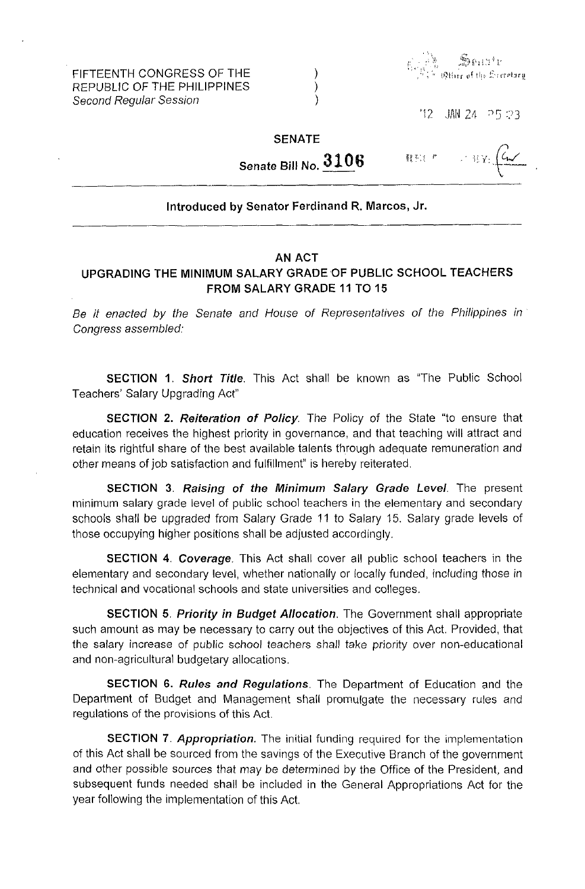FIFTEENTH CONGRESS OF THE REPUBLIC OF THE PHILIPPINES )
*Second Regular Session* )

Senate
Office of the Secretary

'12 JAN 24 P5:23

RECEIVED BY:

**SENATE**

**Senate Bill No. 3106**

**Introduced by Senator Ferdinand R. Marcos, Jr.**

---

**AN ACT**
**UPGRADING THE MINIMUM SALARY GRADE OF PUBLIC SCHOOL TEACHERS FROM SALARY GRADE 11 TO 15**

*Be it enacted by the Senate and House of Representatives of the Philippines in Congress assembled:*

**SECTION 1.** ***Short Title.*** This Act shall be known as "The Public School Teachers' Salary Upgrading Act"

**SECTION 2.** ***Reiteration of Policy.*** The Policy of the State "to ensure that education receives the highest priority in governance, and that teaching will attract and retain its rightful share of the best available talents through adequate remuneration and other means of job satisfaction and fulfillment" is hereby reiterated.

**SECTION 3.** ***Raising of the Minimum Salary Grade Level.*** The present minimum salary grade level of public school teachers in the elementary and secondary schools shall be upgraded from Salary Grade 11 to Salary 15. Salary grade levels of those occupying higher positions shall be adjusted accordingly.

**SECTION 4.** ***Coverage.*** This Act shall cover all public school teachers in the elementary and secondary level, whether nationally or locally funded, including those in technical and vocational schools and state universities and colleges.

**SECTION 5.** ***Priority in Budget Allocation.*** The Government shall appropriate such amount as may be necessary to carry out the objectives of this Act. Provided, that the salary increase of public school teachers shall take priority over non-educational and non-agricultural budgetary allocations.

**SECTION 6.** ***Rules and Regulations.*** The Department of Education and the Department of Budget and Management shall promulgate the necessary rules and regulations of the provisions of this Act.

**SECTION 7.** ***Appropriation.*** The initial funding required for the implementation of this Act shall be sourced from the savings of the Executive Branch of the government and other possible sources that may be determined by the Office of the President, and subsequent funds needed shall be included in the General Appropriations Act for the year following the implementation of this Act.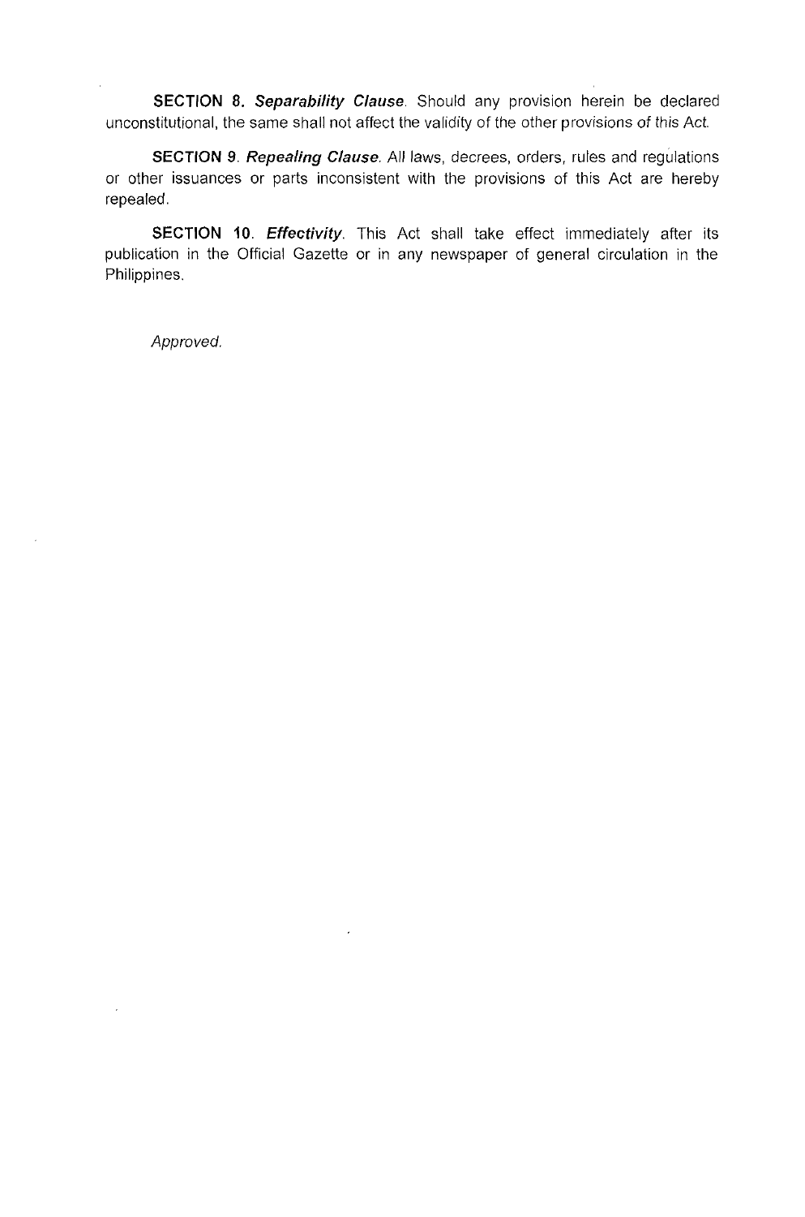**SECTION 8. *Separability Clause*.** Should any provision herein be declared unconstitutional, the same shall not affect the validity of the other provisions of this Act.

**SECTION 9. *Repealing Clause*.** All laws, decrees, orders, rules and regulations or other issuances or parts inconsistent with the provisions of this Act are hereby repealed.

**SECTION 10. *Effectivity*.** This Act shall take effect immediately after its publication in the Official Gazette or in any newspaper of general circulation in the Philippines.

*Approved.*